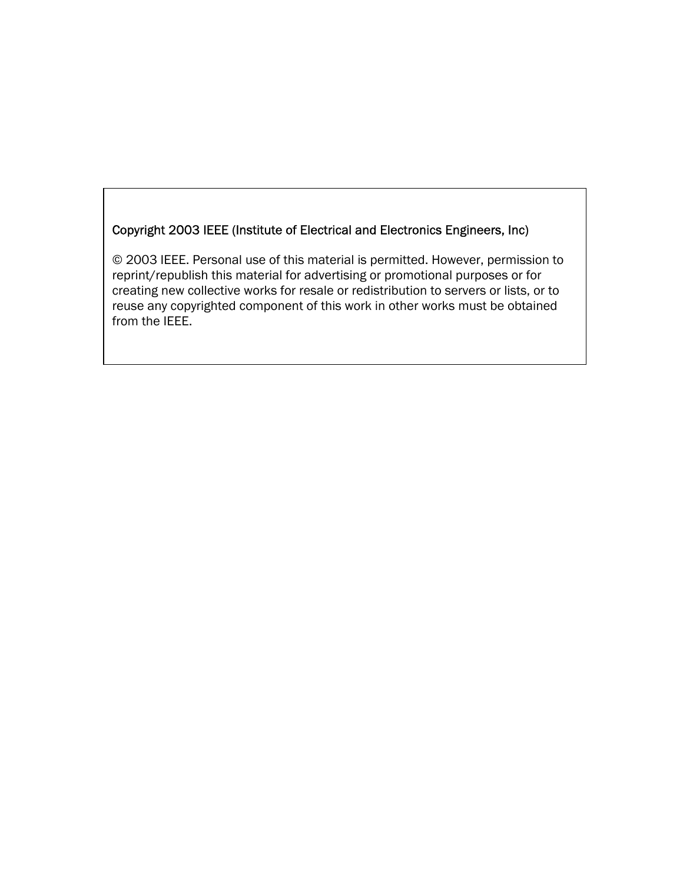Copyright 2003 IEEE (Institute of Electrical and Electronics Engineers, Inc)

© 2003 IEEE. Personal use of this material is permitted. However, permission to reprint/republish this material for advertising or promotional purposes or for creating new collective works for resale or redistribution to servers or lists, or to reuse any copyrighted component of this work in other works must be obtained from the IEEE.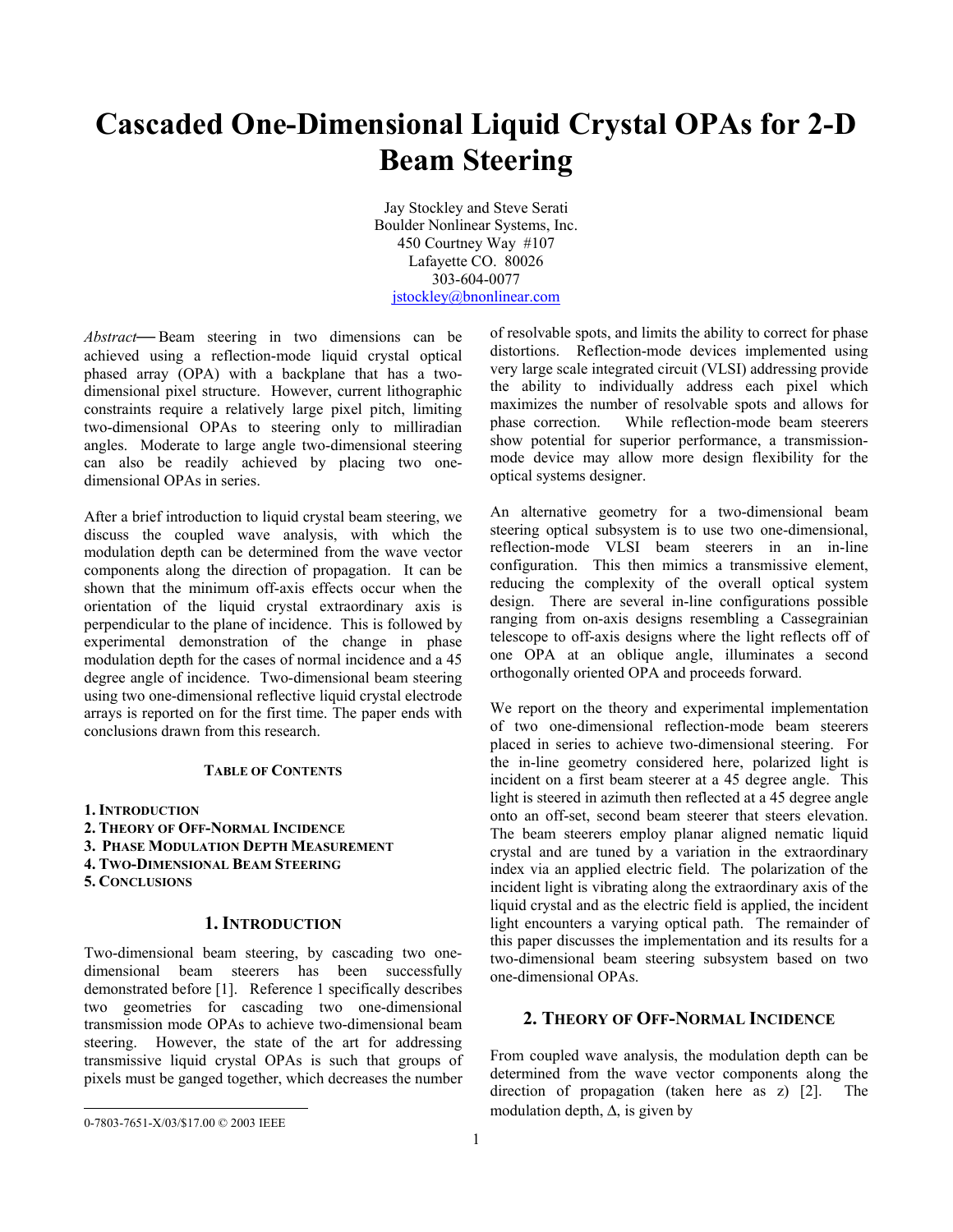# Cascaded One-Dimensional Liquid Crystal OPAs for 2-D Beam Steering

Jay Stockley and Steve Serati
Boulder Nonlinear Systems, Inc.
450 Courtney Way #107
Lafayette CO. 80026
303-604-0077
jstockley@bnonlinear.com

*Abstract*— Beam steering in two dimensions can be achieved using a reflection-mode liquid crystal optical phased array (OPA) with a backplane that has a two-dimensional pixel structure. However, current lithographic constraints require a relatively large pixel pitch, limiting two-dimensional OPAs to steering only to milliradian angles. Moderate to large angle two-dimensional steering can also be readily achieved by placing two one-dimensional OPAs in series.

After a brief introduction to liquid crystal beam steering, we discuss the coupled wave analysis, with which the modulation depth can be determined from the wave vector components along the direction of propagation. It can be shown that the minimum off-axis effects occur when the orientation of the liquid crystal extraordinary axis is perpendicular to the plane of incidence. This is followed by experimental demonstration of the change in phase modulation depth for the cases of normal incidence and a 45 degree angle of incidence. Two-dimensional beam steering using two one-dimensional reflective liquid crystal electrode arrays is reported on for the first time. The paper ends with conclusions drawn from this research.

**TABLE OF CONTENTS**

1. INTRODUCTION
2. THEORY OF OFF-NORMAL INCIDENCE
3. PHASE MODULATION DEPTH MEASUREMENT
4. TWO-DIMENSIONAL BEAM STEERING
5. CONCLUSIONS

## 1. INTRODUCTION

Two-dimensional beam steering, by cascading two one-dimensional beam steerers has been successfully demonstrated before [1]. Reference 1 specifically describes two geometries for cascading two one-dimensional transmission mode OPAs to achieve two-dimensional beam steering. However, the state of the art for addressing transmissive liquid crystal OPAs is such that groups of pixels must be ganged together, which decreases the number of resolvable spots, and limits the ability to correct for phase distortions. Reflection-mode devices implemented using very large scale integrated circuit (VLSI) addressing provide the ability to individually address each pixel which maximizes the number of resolvable spots and allows for phase correction. While reflection-mode beam steerers show potential for superior performance, a transmission-mode device may allow more design flexibility for the optical systems designer.

An alternative geometry for a two-dimensional beam steering optical subsystem is to use two one-dimensional, reflection-mode VLSI beam steerers in an in-line configuration. This then mimics a transmissive element, reducing the complexity of the overall optical system design. There are several in-line configurations possible ranging from on-axis designs resembling a Cassegrainian telescope to off-axis designs where the light reflects off of one OPA at an oblique angle, illuminates a second orthogonally oriented OPA and proceeds forward.

We report on the theory and experimental implementation of two one-dimensional reflection-mode beam steerers placed in series to achieve two-dimensional steering. For the in-line geometry considered here, polarized light is incident on a first beam steerer at a 45 degree angle. This light is steered in azimuth then reflected at a 45 degree angle onto an off-set, second beam steerer that steers elevation. The beam steerers employ planar aligned nematic liquid crystal and are tuned by a variation in the extraordinary index via an applied electric field. The polarization of the incident light is vibrating along the extraordinary axis of the liquid crystal and as the electric field is applied, the incident light encounters a varying optical path. The remainder of this paper discusses the implementation and its results for a two-dimensional beam steering subsystem based on two one-dimensional OPAs.

## 2. THEORY OF OFF-NORMAL INCIDENCE

From coupled wave analysis, the modulation depth can be determined from the wave vector components along the direction of propagation (taken here as z) [2]. The modulation depth, $\Delta$, is given by

0-7803-7651-X/03/$17.00 © 2003 IEEE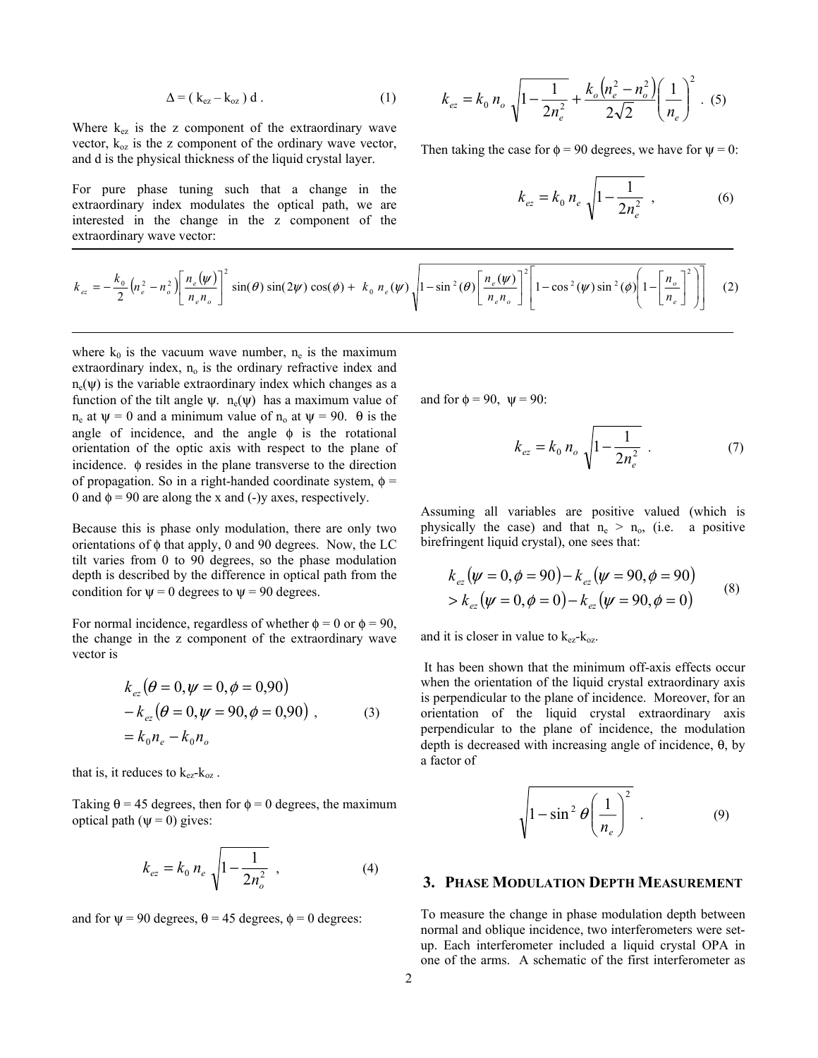$$\Delta = ( k_{ez} - k_{oz} ) \, d \, . \tag{1}$$

Where $k_{ez}$ is the z component of the extraordinary wave vector, $k_{oz}$ is the z component of the ordinary wave vector, and d is the physical thickness of the liquid crystal layer.

For pure phase tuning such that a change in the extraordinary index modulates the optical path, we are interested in the change in the z component of the extraordinary wave vector:

$$k_{ez} = -\frac{k_0}{2}\left(n_e^2 - n_o^2\right)\left[\frac{n_e(\psi)}{n_e n_o}\right]^2 \sin(\theta)\sin(2\psi)\cos(\phi) + \; k_0 \, n_e(\psi)\sqrt{1-\sin^2(\theta)\left[\frac{n_e(\psi)}{n_e n_o}\right]^2\left[1-\cos^2(\psi)\sin^2(\phi)\left(1-\left[\frac{n_o}{n_e}\right]^2\right)\right]} \tag{2}$$

where $k_0$ is the vacuum wave number, $n_e$ is the maximum extraordinary index, $n_o$ is the ordinary refractive index and $n_e(\psi)$ is the variable extraordinary index which changes as a function of the tilt angle $\psi$. $n_e(\psi)$ has a maximum value of $n_e$ at $\psi = 0$ and a minimum value of $n_o$ at $\psi = 90$. $\theta$ is the angle of incidence, and the angle $\phi$ is the rotational orientation of the optic axis with respect to the plane of incidence. $\phi$ resides in the plane transverse to the direction of propagation. So in a right-handed coordinate system, $\phi$ = 0 and $\phi$ = 90 are along the x and (-)y axes, respectively.

Because this is phase only modulation, there are only two orientations of $\phi$ that apply, 0 and 90 degrees. Now, the LC tilt varies from 0 to 90 degrees, so the phase modulation depth is described by the difference in optical path from the condition for $\psi$ = 0 degrees to $\psi$ = 90 degrees.

For normal incidence, regardless of whether $\phi$ = 0 or $\phi$ = 90, the change in the z component of the extraordinary wave vector is

$$\begin{aligned} &k_{ez}(\theta = 0, \psi = 0, \phi = 0{,}90) \\ &- k_{ez}(\theta = 0, \psi = 90, \phi = 0{,}90) \, , \\ &= k_0 n_e - k_0 n_o \end{aligned} \tag{3}$$

that is, it reduces to $k_{ez}$-$k_{oz}$ .

Taking $\theta$ = 45 degrees, then for $\phi$ = 0 degrees, the maximum optical path ($\psi$ = 0) gives:

$$k_{ez} = k_0 \, n_e \sqrt{1 - \frac{1}{2n_o^2}} \, , \tag{4}$$

and for $\psi$ = 90 degrees, $\theta$ = 45 degrees, $\phi$ = 0 degrees:

$$k_{ez} = k_0 \, n_o \sqrt{1 - \frac{1}{2n_e^2} + \frac{k_o\left(n_e^2 - n_o^2\right)}{2\sqrt{2}}\left(\frac{1}{n_e}\right)^2} \, . \tag{5}$$

Then taking the case for $\phi$ = 90 degrees, we have for $\psi$ = 0:

$$k_{ez} = k_0 \, n_e \sqrt{1 - \frac{1}{2n_e^2}} \, , \tag{6}$$

and for $\phi$ = 90, $\psi$ = 90:

$$k_{ez} = k_0 \, n_o \sqrt{1 - \frac{1}{2n_e^2}} \, . \tag{7}$$

Assuming all variables are positive valued (which is physically the case) and that $n_e > n_o$, (i.e. a positive birefringent liquid crystal), one sees that:

$$\begin{aligned} &k_{ez}(\psi = 0, \phi = 90) - k_{ez}(\psi = 90, \phi = 90) \\ &> k_{ez}(\psi = 0, \phi = 0) - k_{ez}(\psi = 90, \phi = 0) \end{aligned} \tag{8}$$

and it is closer in value to $k_{ez}$-$k_{oz}$.

It has been shown that the minimum off-axis effects occur when the orientation of the liquid crystal extraordinary axis is perpendicular to the plane of incidence. Moreover, for an orientation of the liquid crystal extraordinary axis perpendicular to the plane of incidence, the modulation depth is decreased with increasing angle of incidence, $\theta$, by a factor of

$$\sqrt{1 - \sin^2\theta\left(\frac{1}{n_e}\right)^2} \, . \tag{9}$$

## 3. Phase Modulation Depth Measurement

To measure the change in phase modulation depth between normal and oblique incidence, two interferometers were set-up. Each interferometer included a liquid crystal OPA in one of the arms. A schematic of the first interferometer as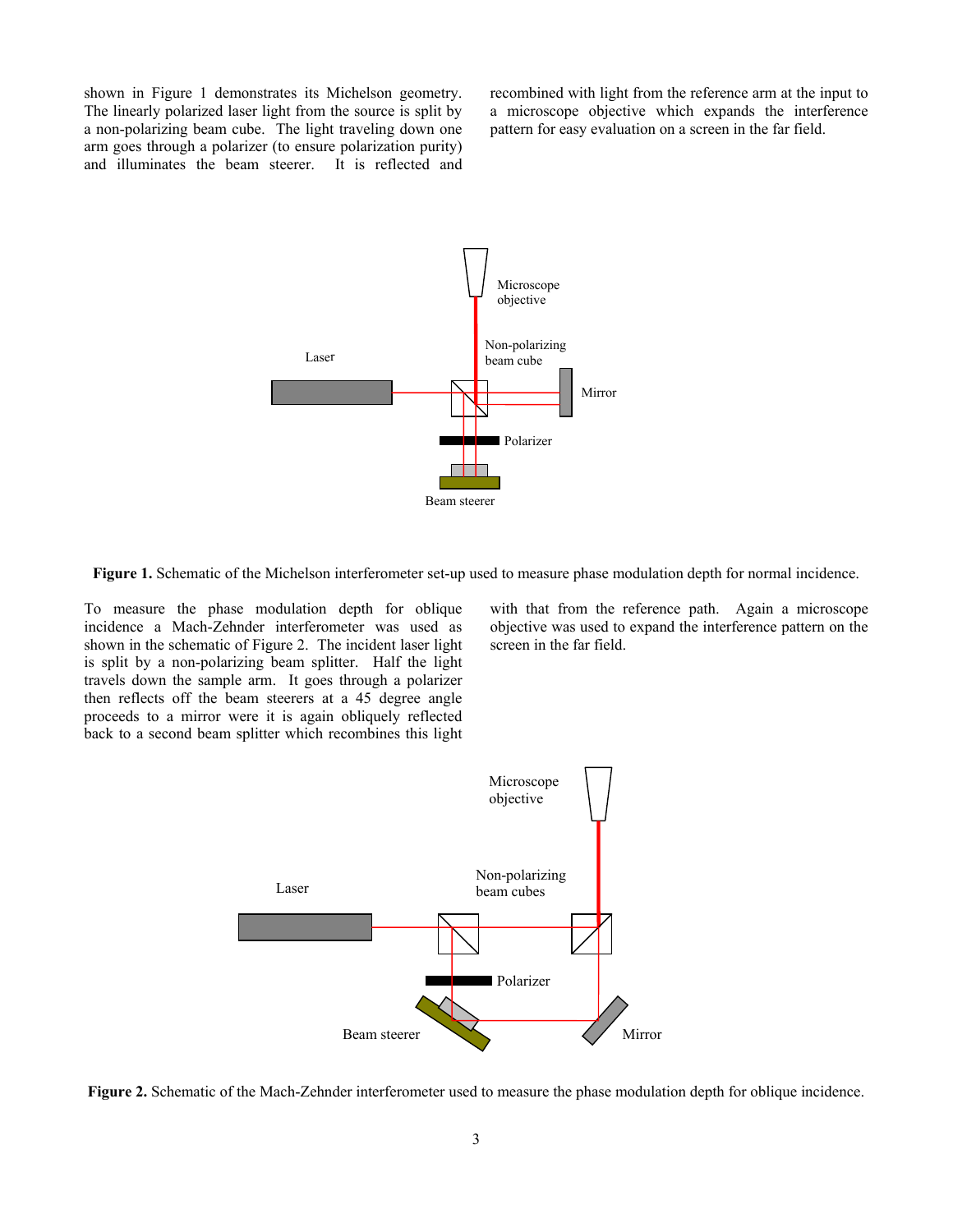shown in Figure 1 demonstrates its Michelson geometry. The linearly polarized laser light from the source is split by a non-polarizing beam cube. The light traveling down one arm goes through a polarizer (to ensure polarization purity) and illuminates the beam steerer. It is reflected and recombined with light from the reference arm at the input to a microscope objective which expands the interference pattern for easy evaluation on a screen in the far field.

**Figure 1.** Schematic of the Michelson interferometer set-up used to measure phase modulation depth for normal incidence.

To measure the phase modulation depth for oblique incidence a Mach-Zehnder interferometer was used as shown in the schematic of Figure 2. The incident laser light is split by a non-polarizing beam splitter. Half the light travels down the sample arm. It goes through a polarizer then reflects off the beam steerers at a 45 degree angle proceeds to a mirror were it is again obliquely reflected back to a second beam splitter which recombines this light with that from the reference path. Again a microscope objective was used to expand the interference pattern on the screen in the far field.

**Figure 2.** Schematic of the Mach-Zehnder interferometer used to measure the phase modulation depth for oblique incidence.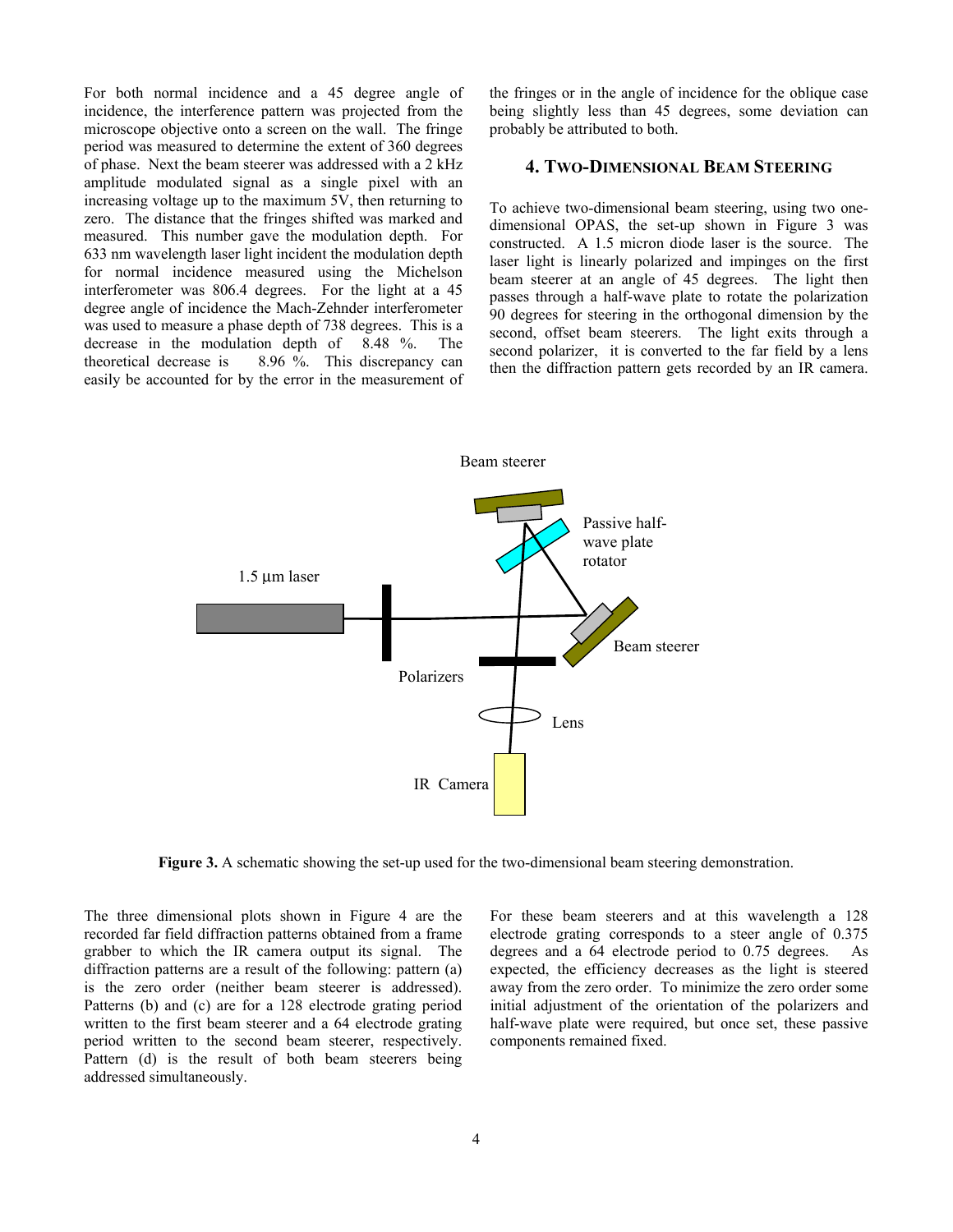For both normal incidence and a 45 degree angle of incidence, the interference pattern was projected from the microscope objective onto a screen on the wall. The fringe period was measured to determine the extent of 360 degrees of phase. Next the beam steerer was addressed with a 2 kHz amplitude modulated signal as a single pixel with an increasing voltage up to the maximum 5V, then returning to zero. The distance that the fringes shifted was marked and measured. This number gave the modulation depth. For 633 nm wavelength laser light incident the modulation depth for normal incidence measured using the Michelson interferometer was 806.4 degrees. For the light at a 45 degree angle of incidence the Mach-Zehnder interferometer was used to measure a phase depth of 738 degrees. This is a decrease in the modulation depth of 8.48 %. The theoretical decrease is 8.96 %. This discrepancy can easily be accounted for by the error in the measurement of the fringes or in the angle of incidence for the oblique case being slightly less than 45 degrees, some deviation can probably be attributed to both.

## 4. Two-Dimensional Beam Steering

To achieve two-dimensional beam steering, using two one-dimensional OPAS, the set-up shown in Figure 3 was constructed. A 1.5 micron diode laser is the source. The laser light is linearly polarized and impinges on the first beam steerer at an angle of 45 degrees. The light then passes through a half-wave plate to rotate the polarization 90 degrees for steering in the orthogonal dimension by the second, offset beam steerers. The light exits through a second polarizer, it is converted to the far field by a lens then the diffraction pattern gets recorded by an IR camera.

**Figure 3.** A schematic showing the set-up used for the two-dimensional beam steering demonstration.

The three dimensional plots shown in Figure 4 are the recorded far field diffraction patterns obtained from a frame grabber to which the IR camera output its signal. The diffraction patterns are a result of the following: pattern (a) is the zero order (neither beam steerer is addressed). Patterns (b) and (c) are for a 128 electrode grating period written to the first beam steerer and a 64 electrode grating period written to the second beam steerer, respectively. Pattern (d) is the result of both beam steerers being addressed simultaneously.

For these beam steerers and at this wavelength a 128 electrode grating corresponds to a steer angle of 0.375 degrees and a 64 electrode period to 0.75 degrees. As expected, the efficiency decreases as the light is steered away from the zero order. To minimize the zero order some initial adjustment of the orientation of the polarizers and half-wave plate were required, but once set, these passive components remained fixed.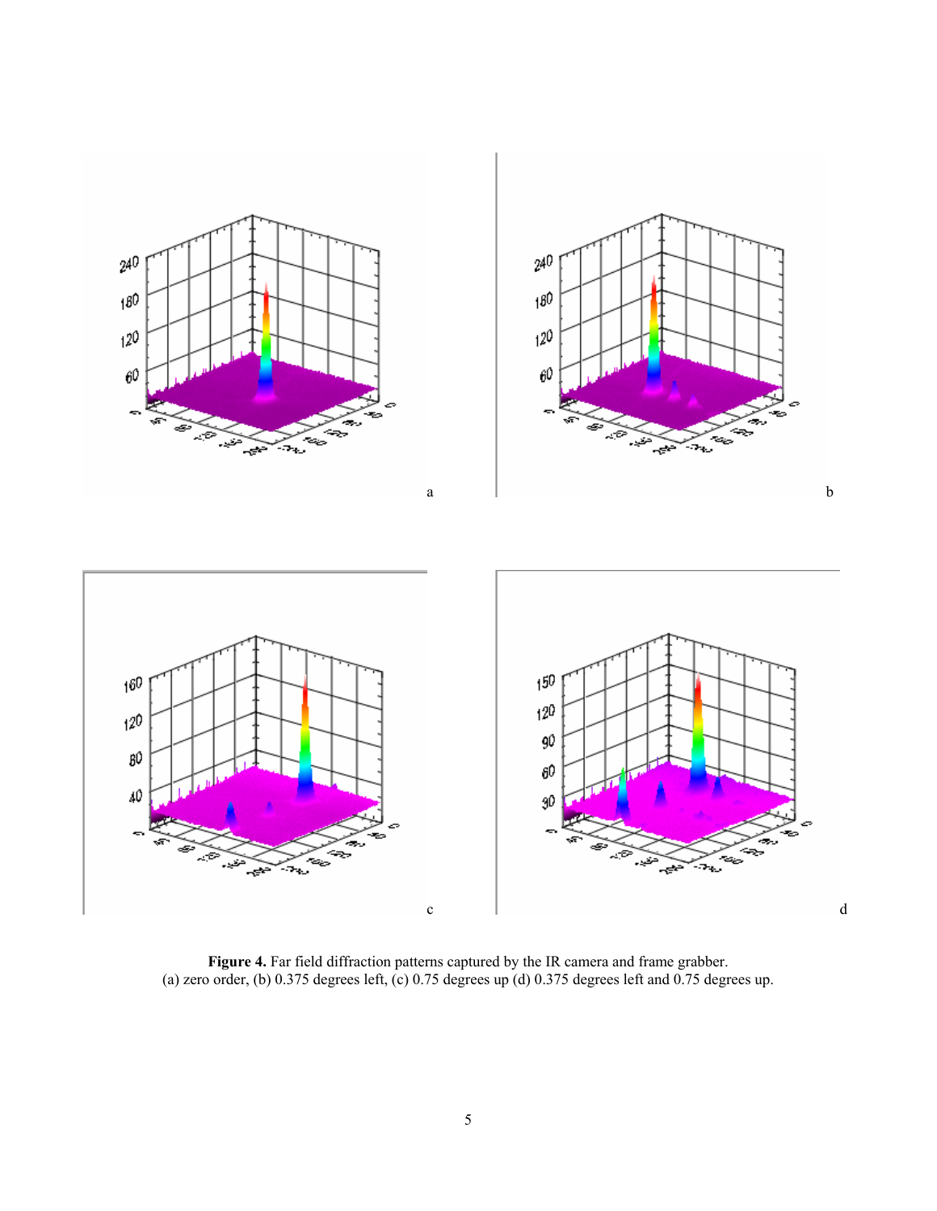**Figure 4.** Far field diffraction patterns captured by the IR camera and frame grabber.
(a) zero order, (b) 0.375 degrees left, (c) 0.75 degrees up (d) 0.375 degrees left and 0.75 degrees up.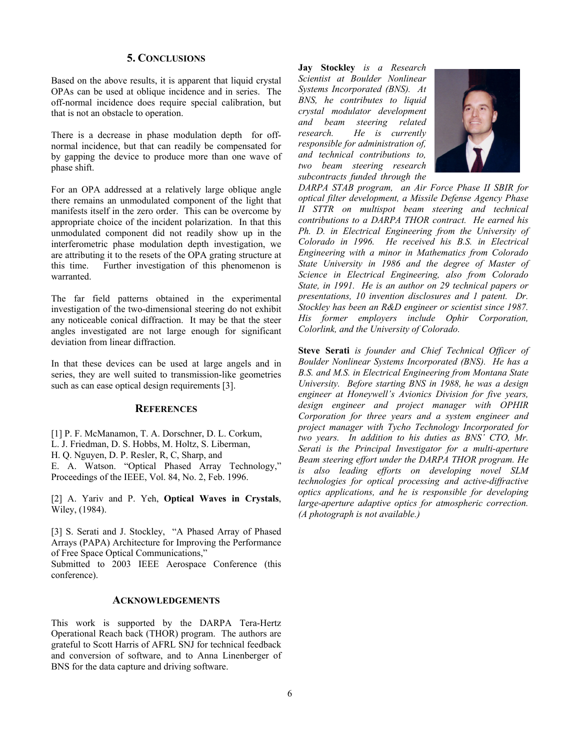## 5. CONCLUSIONS

Based on the above results, it is apparent that liquid crystal OPAs can be used at oblique incidence and in series. The off-normal incidence does require special calibration, but that is not an obstacle to operation.

There is a decrease in phase modulation depth for off-normal incidence, but that can readily be compensated for by gapping the device to produce more than one wave of phase shift.

For an OPA addressed at a relatively large oblique angle there remains an unmodulated component of the light that manifests itself in the zero order. This can be overcome by appropriate choice of the incident polarization. In that this unmodulated component did not readily show up in the interferometric phase modulation depth investigation, we are attributing it to the resets of the OPA grating structure at this time. Further investigation of this phenomenon is warranted.

The far field patterns obtained in the experimental investigation of the two-dimensional steering do not exhibit any noticeable conical diffraction. It may be that the steer angles investigated are not large enough for significant deviation from linear diffraction.

In that these devices can be used at large angels and in series, they are well suited to transmission-like geometries such as can ease optical design requirements [3].

## REFERENCES

[1] P. F. McManamon, T. A. Dorschner, D. L. Corkum, L. J. Friedman, D. S. Hobbs, M. Holtz, S. Liberman, H. Q. Nguyen, D. P. Resler, R, C, Sharp, and E. A. Watson. "Optical Phased Array Technology," Proceedings of the IEEE, Vol. 84, No. 2, Feb. 1996.

[2] A. Yariv and P. Yeh, **Optical Waves in Crystals**, Wiley, (1984).

[3] S. Serati and J. Stockley, "A Phased Array of Phased Arrays (PAPA) Architecture for Improving the Performance of Free Space Optical Communications," Submitted to 2003 IEEE Aerospace Conference (this conference).

## ACKNOWLEDGEMENTS

This work is supported by the DARPA Tera-Hertz Operational Reach back (THOR) program. The authors are grateful to Scott Harris of AFRL SNJ for technical feedback and conversion of software, and to Anna Linenberger of BNS for the data capture and driving software.

**Jay Stockley** *is a Research Scientist at Boulder Nonlinear Systems Incorporated (BNS). At BNS, he contributes to liquid crystal modulator development and beam steering related research. He is currently responsible for administration of, and technical contributions to, two beam steering research subcontracts funded through the DARPA STAB program, an Air Force Phase II SBIR for optical filter development, a Missile Defense Agency Phase II STTR on multispot beam steering and technical contributions to a DARPA THOR contract. He earned his Ph. D. in Electrical Engineering from the University of Colorado in 1996. He received his B.S. in Electrical Engineering with a minor in Mathematics from Colorado State University in 1986 and the degree of Master of Science in Electrical Engineering, also from Colorado State, in 1991. He is an author on 29 technical papers or presentations, 10 invention disclosures and 1 patent. Dr. Stockley has been an R&D engineer or scientist since 1987. His former employers include Ophir Corporation, Colorlink, and the University of Colorado.*

**Steve Serati** *is founder and Chief Technical Officer of Boulder Nonlinear Systems Incorporated (BNS). He has a B.S. and M.S. in Electrical Engineering from Montana State University. Before starting BNS in 1988, he was a design engineer at Honeywell's Avionics Division for five years, design engineer and project manager with OPHIR Corporation for three years and a system engineer and project manager with Tycho Technology Incorporated for two years. In addition to his duties as BNS' CTO, Mr. Serati is the Principal Investigator for a multi-aperture Beam steering effort under the DARPA THOR program. He is also leading efforts on developing novel SLM technologies for optical processing and active-diffractive optics applications, and he is responsible for developing large-aperture adaptive optics for atmospheric correction. (A photograph is not available.)*